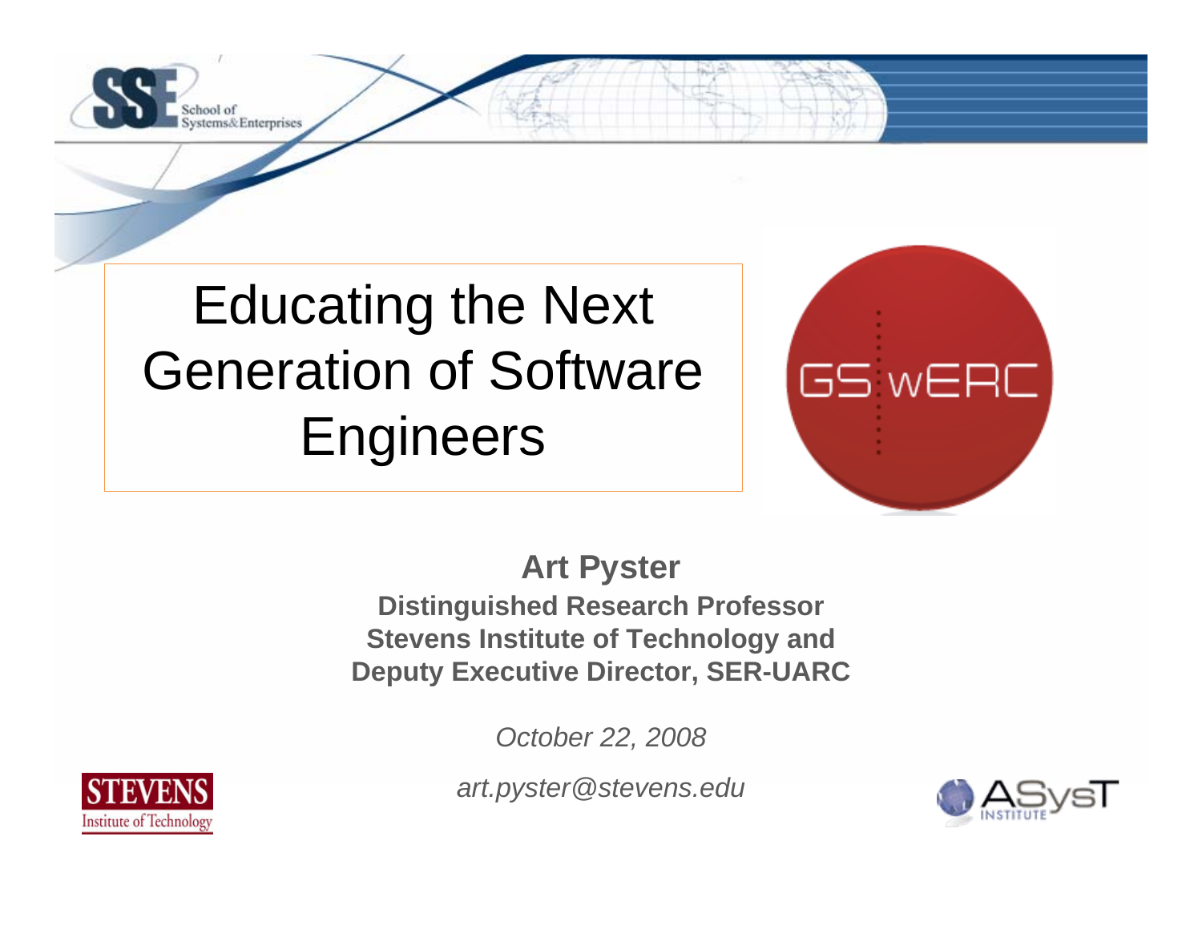# Educating the Next Generation of Software Engineers

**Art Pyster**

**Distinguished Research Professor**
**Stevens Institute of Technology and**
**Deputy Executive Director, SER-UARC**

*October 22, 2008*

*art.pyster@stevens.edu*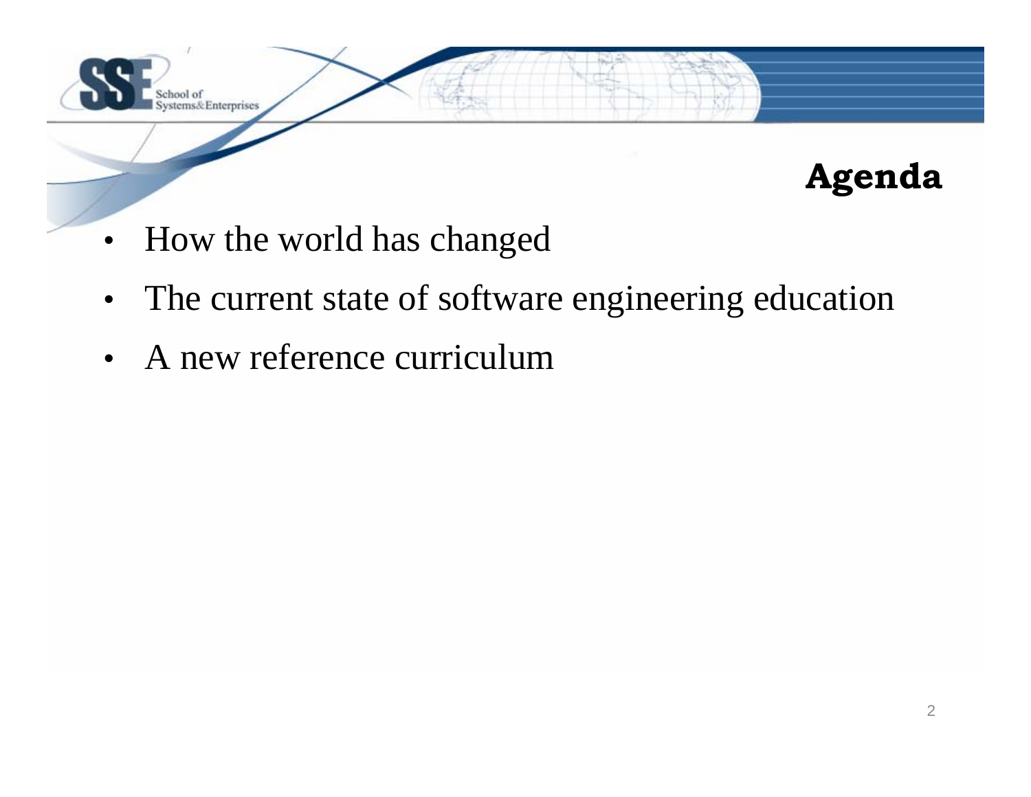# Agenda

- How the world has changed
- The current state of software engineering education
- A new reference curriculum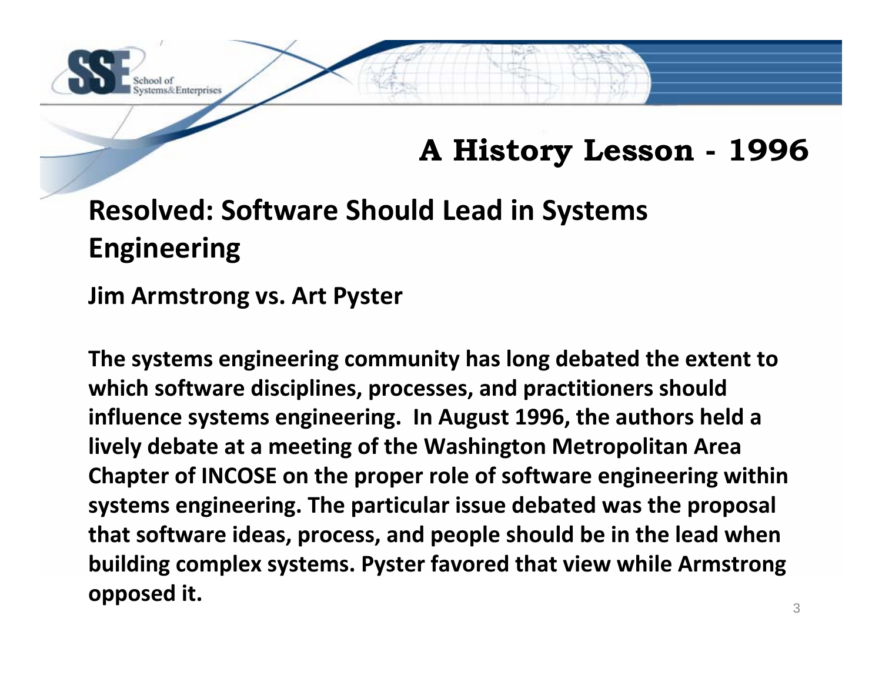# A History Lesson - 1996

## Resolved: Software Should Lead in Systems Engineering

**Jim Armstrong vs. Art Pyster**

**The systems engineering community has long debated the extent to which software disciplines, processes, and practitioners should influence systems engineering. In August 1996, the authors held a lively debate at a meeting of the Washington Metropolitan Area Chapter of INCOSE on the proper role of software engineering within systems engineering. The particular issue debated was the proposal that software ideas, process, and people should be in the lead when building complex systems. Pyster favored that view while Armstrong opposed it.**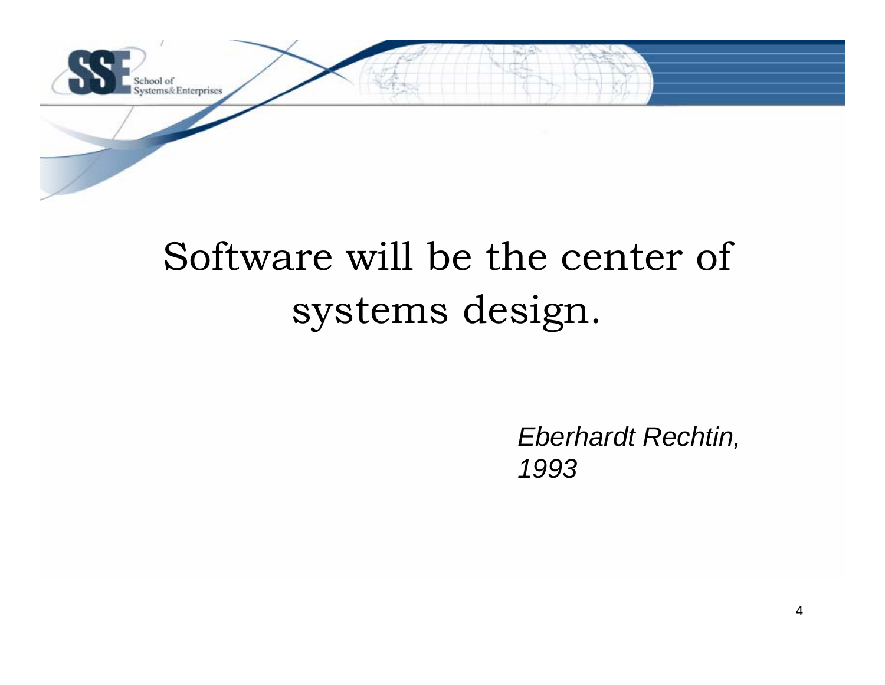Software will be the center of systems design.

*Eberhardt Rechtin, 1993*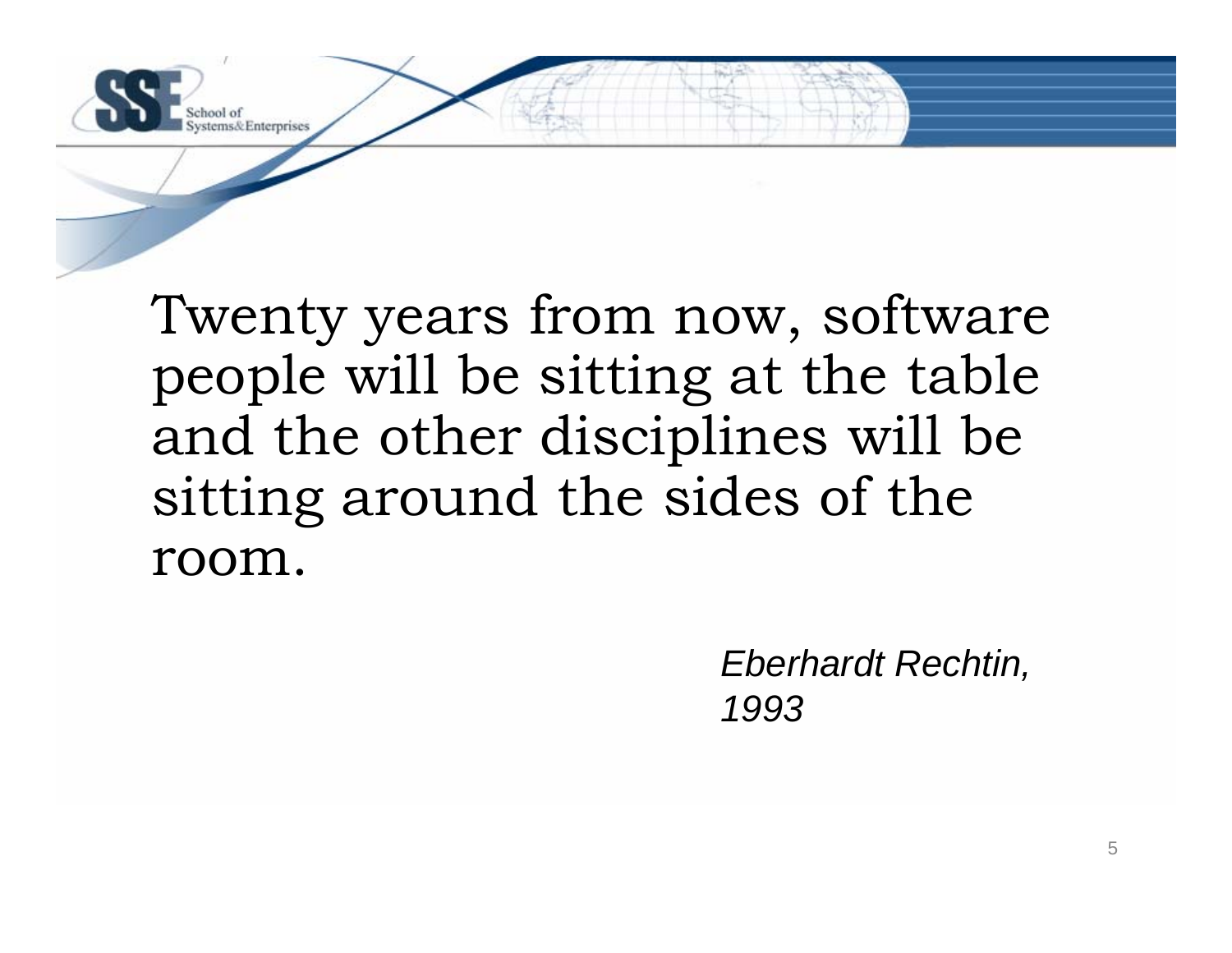Twenty years from now, software people will be sitting at the table and the other disciplines will be sitting around the sides of the room.

*Eberhardt Rechtin, 1993*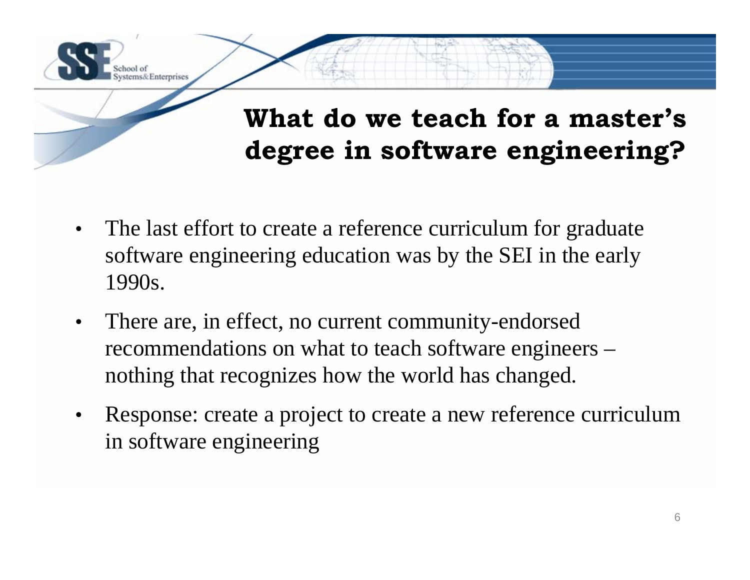# What do we teach for a master's degree in software engineering?

- The last effort to create a reference curriculum for graduate software engineering education was by the SEI in the early 1990s.
- There are, in effect, no current community-endorsed recommendations on what to teach software engineers – nothing that recognizes how the world has changed.
- Response: create a project to create a new reference curriculum in software engineering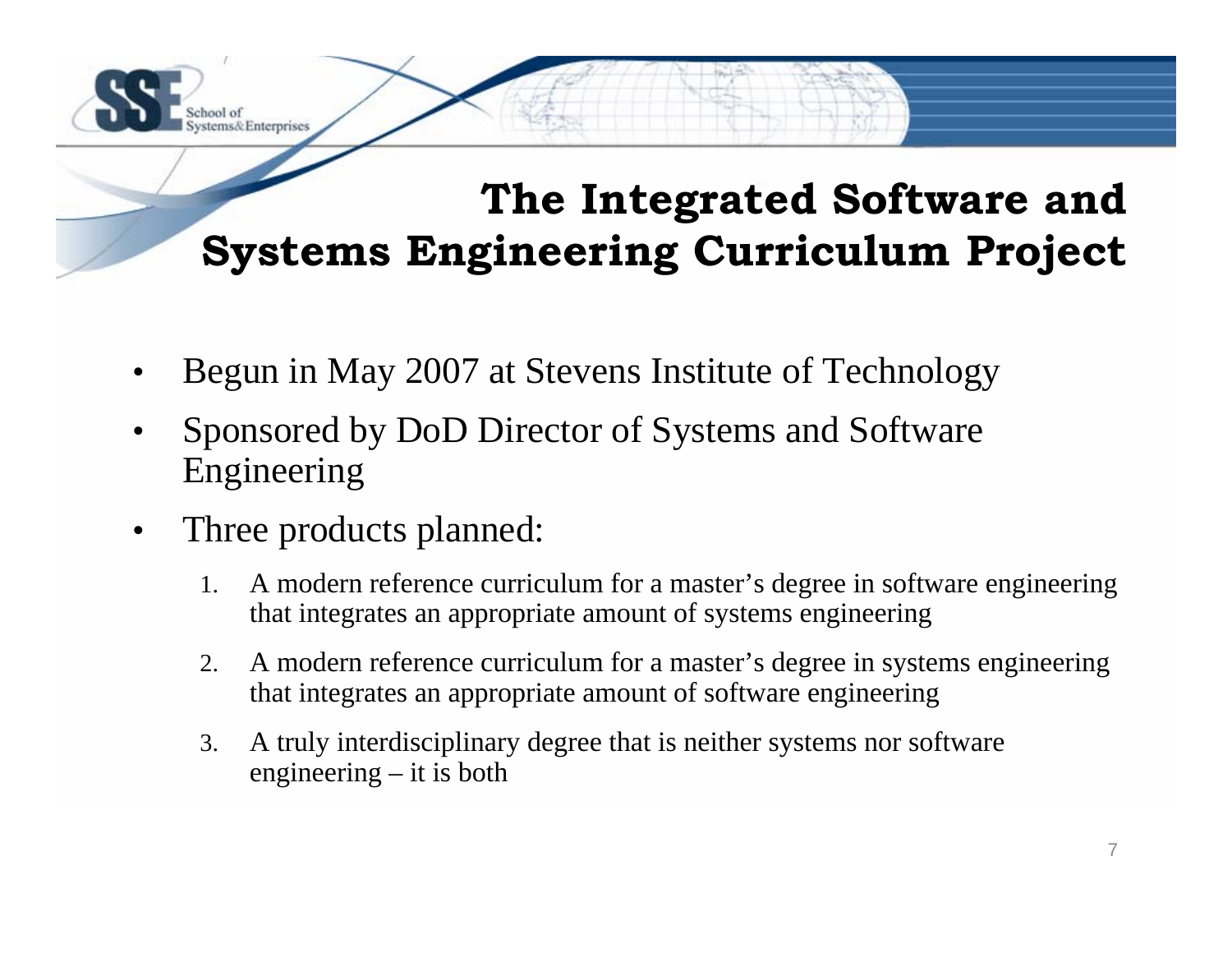# The Integrated Software and Systems Engineering Curriculum Project

- Begun in May 2007 at Stevens Institute of Technology
- Sponsored by DoD Director of Systems and Software Engineering
- Three products planned:
  1. A modern reference curriculum for a master's degree in software engineering that integrates an appropriate amount of systems engineering
  2. A modern reference curriculum for a master's degree in systems engineering that integrates an appropriate amount of software engineering
  3. A truly interdisciplinary degree that is neither systems nor software engineering – it is both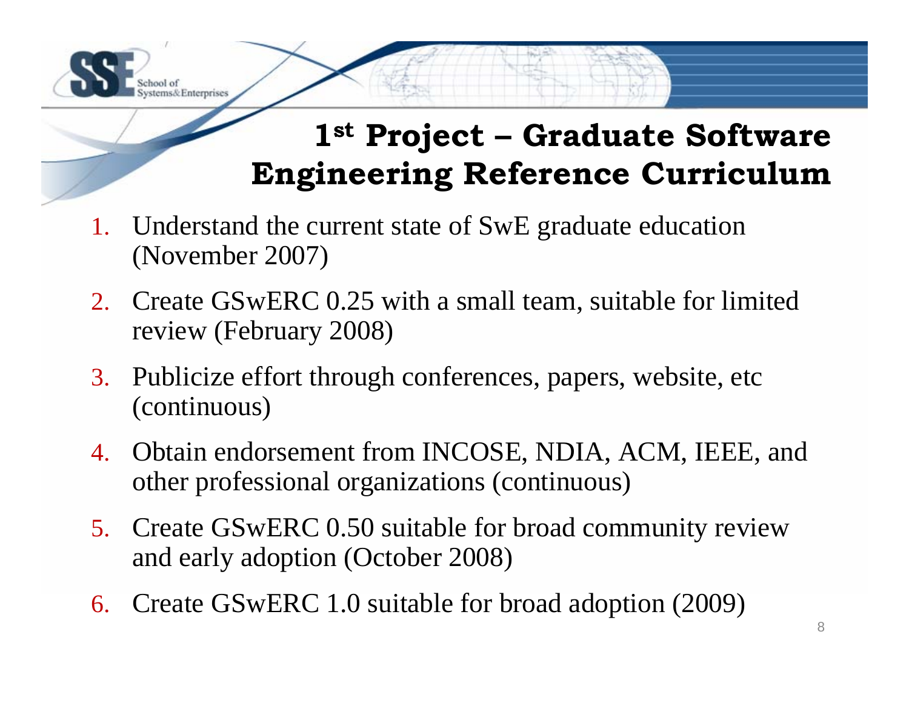# 1st Project – Graduate Software Engineering Reference Curriculum

1. Understand the current state of SwE graduate education (November 2007)
2. Create GSwERC 0.25 with a small team, suitable for limited review (February 2008)
3. Publicize effort through conferences, papers, website, etc (continuous)
4. Obtain endorsement from INCOSE, NDIA, ACM, IEEE, and other professional organizations (continuous)
5. Create GSwERC 0.50 suitable for broad community review and early adoption (October 2008)
6. Create GSwERC 1.0 suitable for broad adoption (2009)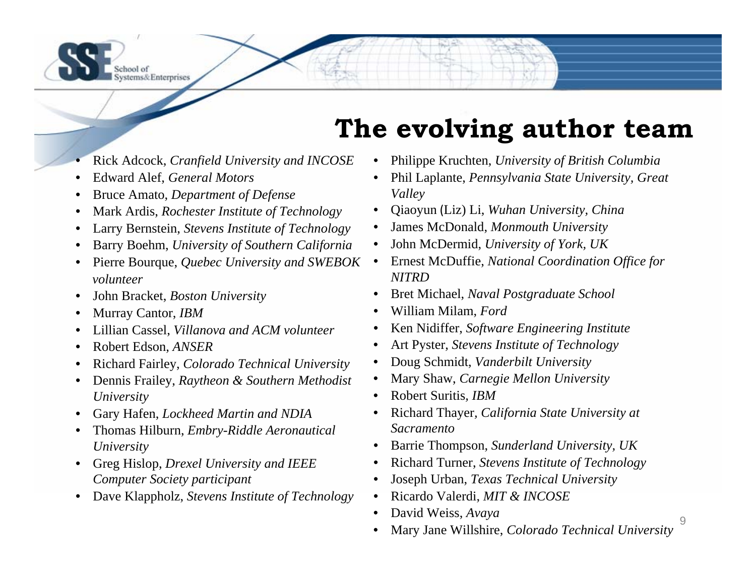# The evolving author team

- Rick Adcock, *Cranfield University and INCOSE*
- Edward Alef, *General Motors*
- Bruce Amato, *Department of Defense*
- Mark Ardis, *Rochester Institute of Technology*
- Larry Bernstein, *Stevens Institute of Technology*
- Barry Boehm, *University of Southern California*
- Pierre Bourque, *Quebec University and SWEBOK volunteer*
- John Bracket, *Boston University*
- Murray Cantor, *IBM*
- Lillian Cassel, *Villanova and ACM volunteer*
- Robert Edson, *ANSER*
- Richard Fairley, *Colorado Technical University*
- Dennis Frailey, *Raytheon & Southern Methodist University*
- Gary Hafen, *Lockheed Martin and NDIA*
- Thomas Hilburn, *Embry-Riddle Aeronautical University*
- Greg Hislop, *Drexel University and IEEE Computer Society participant*
- Dave Klappholz, *Stevens Institute of Technology*
- Philippe Kruchten, *University of British Columbia*
- Phil Laplante, *Pennsylvania State University, Great Valley*
- Qiaoyun (Liz) Li, *Wuhan University, China*
- James McDonald, *Monmouth University*
- John McDermid, *University of York, UK*
- Ernest McDuffie, *National Coordination Office for NITRD*
- Bret Michael, *Naval Postgraduate School*
- William Milam, *Ford*
- Ken Nidiffer, *Software Engineering Institute*
- Art Pyster, *Stevens Institute of Technology*
- Doug Schmidt, *Vanderbilt University*
- Mary Shaw, *Carnegie Mellon University*
- Robert Suritis, *IBM*
- Richard Thayer, *California State University at Sacramento*
- Barrie Thompson, *Sunderland University, UK*
- Richard Turner, *Stevens Institute of Technology*
- Joseph Urban, *Texas Technical University*
- Ricardo Valerdi, *MIT & INCOSE*
- David Weiss, *Avaya*
- Mary Jane Willshire, *Colorado Technical University*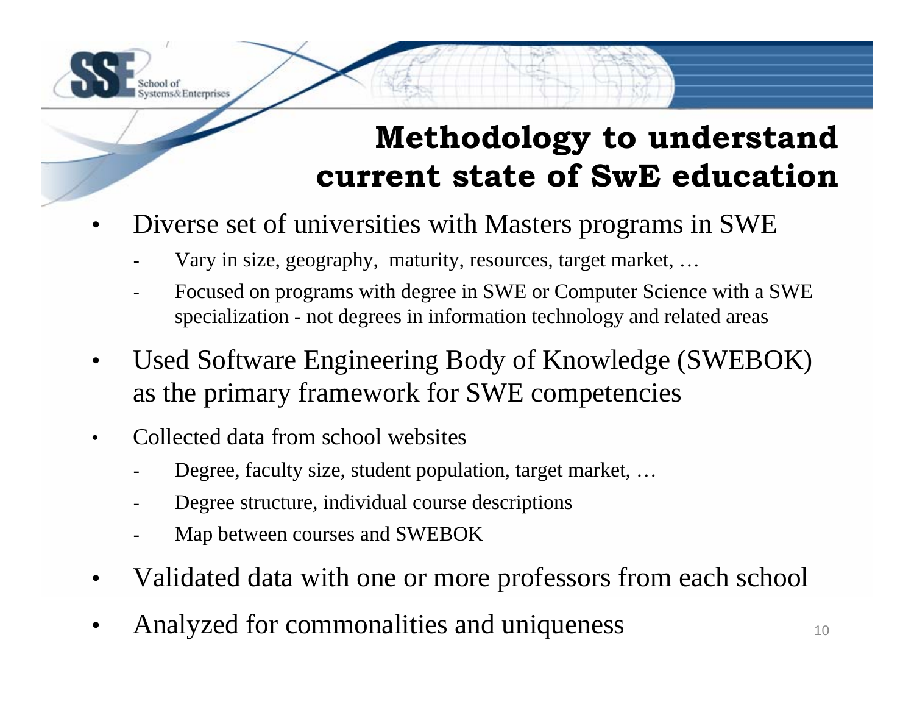# Methodology to understand current state of SwE education

- Diverse set of universities with Masters programs in SWE
  - Vary in size, geography, maturity, resources, target market, …
  - Focused on programs with degree in SWE or Computer Science with a SWE specialization - not degrees in information technology and related areas
- Used Software Engineering Body of Knowledge (SWEBOK) as the primary framework for SWE competencies
- Collected data from school websites
  - Degree, faculty size, student population, target market, …
  - Degree structure, individual course descriptions
  - Map between courses and SWEBOK
- Validated data with one or more professors from each school
- Analyzed for commonalities and uniqueness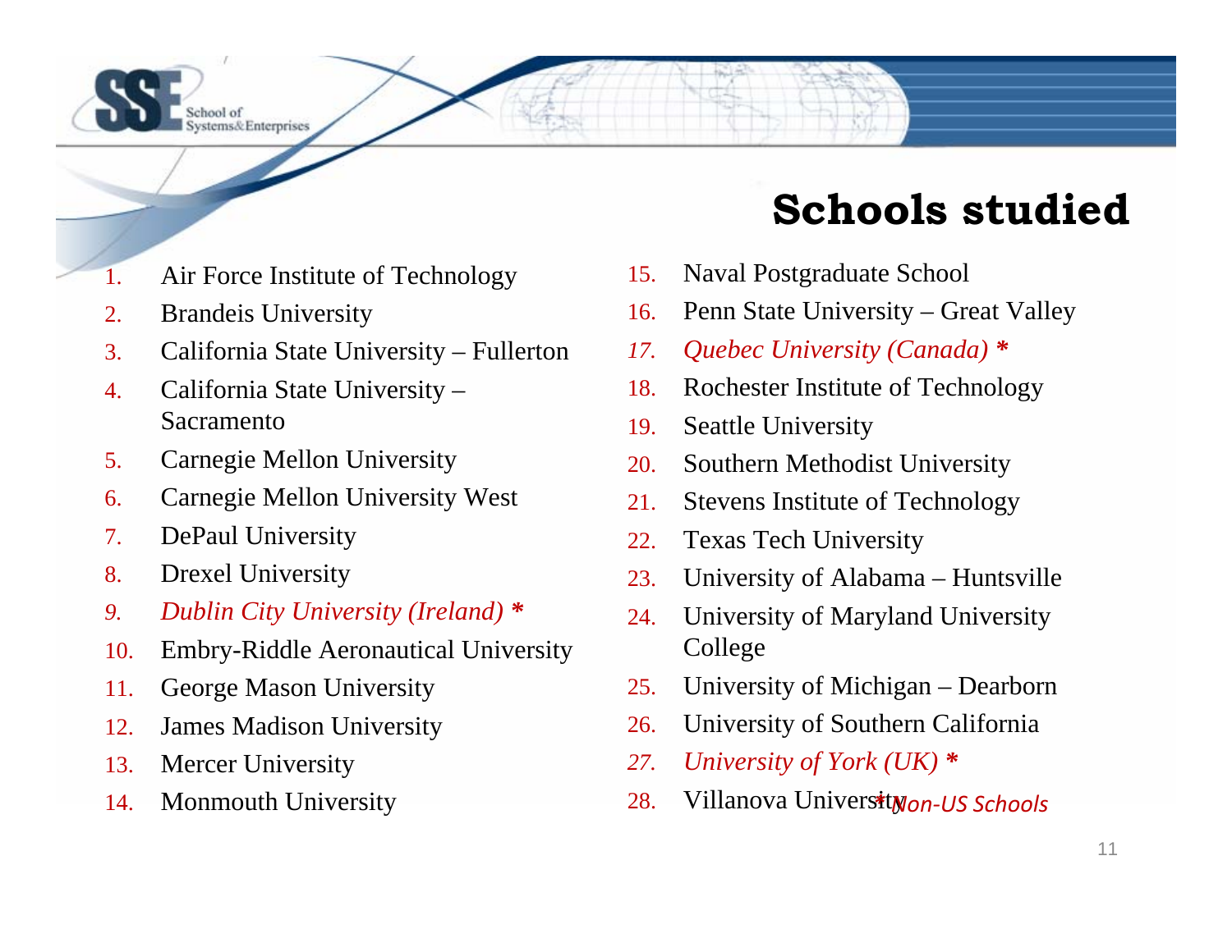# Schools studied

1. Air Force Institute of Technology
2. Brandeis University
3. California State University – Fullerton
4. California State University – Sacramento
5. Carnegie Mellon University
6. Carnegie Mellon University West
7. DePaul University
8. Drexel University
9. *Dublin City University (Ireland)* *
10. Embry-Riddle Aeronautical University
11. George Mason University
12. James Madison University
13. Mercer University
14. Monmouth University
15. Naval Postgraduate School
16. Penn State University – Great Valley
17. *Quebec University (Canada)* *
18. Rochester Institute of Technology
19. Seattle University
20. Southern Methodist University
21. Stevens Institute of Technology
22. Texas Tech University
23. University of Alabama – Huntsville
24. University of Maryland University College
25. University of Michigan – Dearborn
26. University of Southern California
27. *University of York (UK)* *
28. Villanova University

*\* Non-US Schools*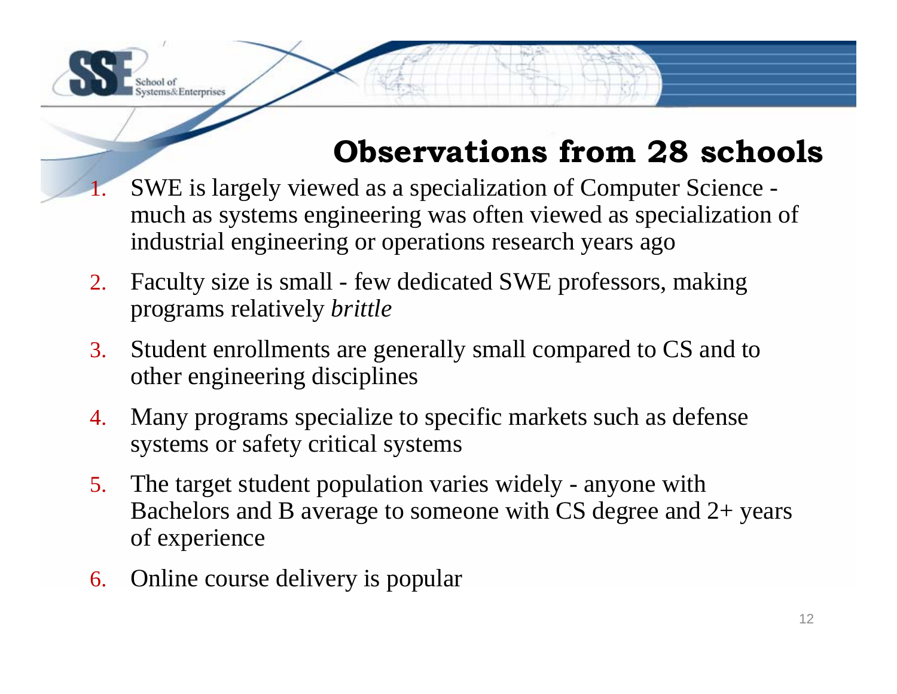# Observations from 28 schools

1. SWE is largely viewed as a specialization of Computer Science - much as systems engineering was often viewed as specialization of industrial engineering or operations research years ago
2. Faculty size is small - few dedicated SWE professors, making programs relatively *brittle*
3. Student enrollments are generally small compared to CS and to other engineering disciplines
4. Many programs specialize to specific markets such as defense systems or safety critical systems
5. The target student population varies widely - anyone with Bachelors and B average to someone with CS degree and 2+ years of experience
6. Online course delivery is popular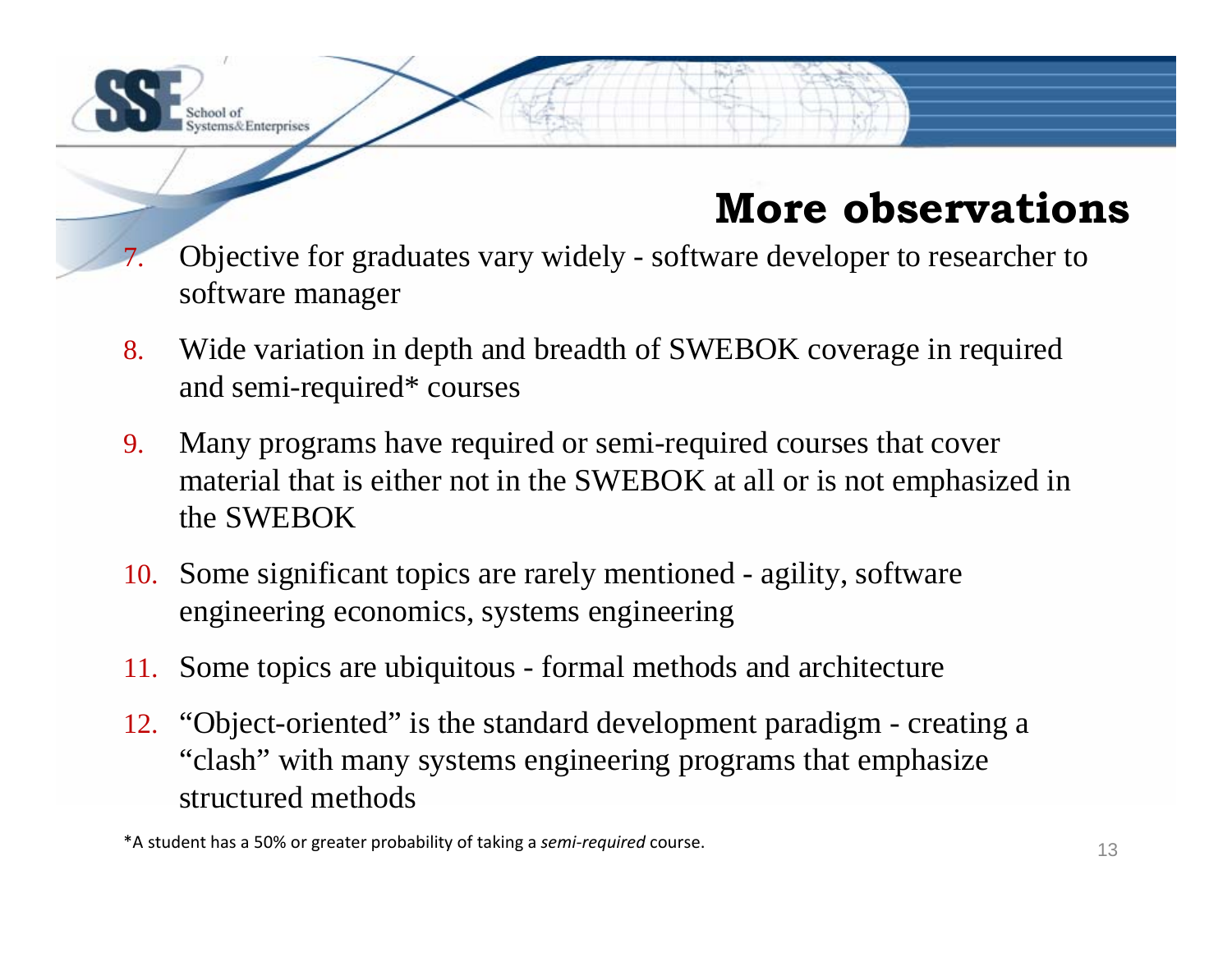# More observations

7. Objective for graduates vary widely - software developer to researcher to software manager
8. Wide variation in depth and breadth of SWEBOK coverage in required and semi-required* courses
9. Many programs have required or semi-required courses that cover material that is either not in the SWEBOK at all or is not emphasized in the SWEBOK
10. Some significant topics are rarely mentioned - agility, software engineering economics, systems engineering
11. Some topics are ubiquitous - formal methods and architecture
12. "Object-oriented" is the standard development paradigm - creating a "clash" with many systems engineering programs that emphasize structured methods

*A student has a 50% or greater probability of taking a *semi-required* course.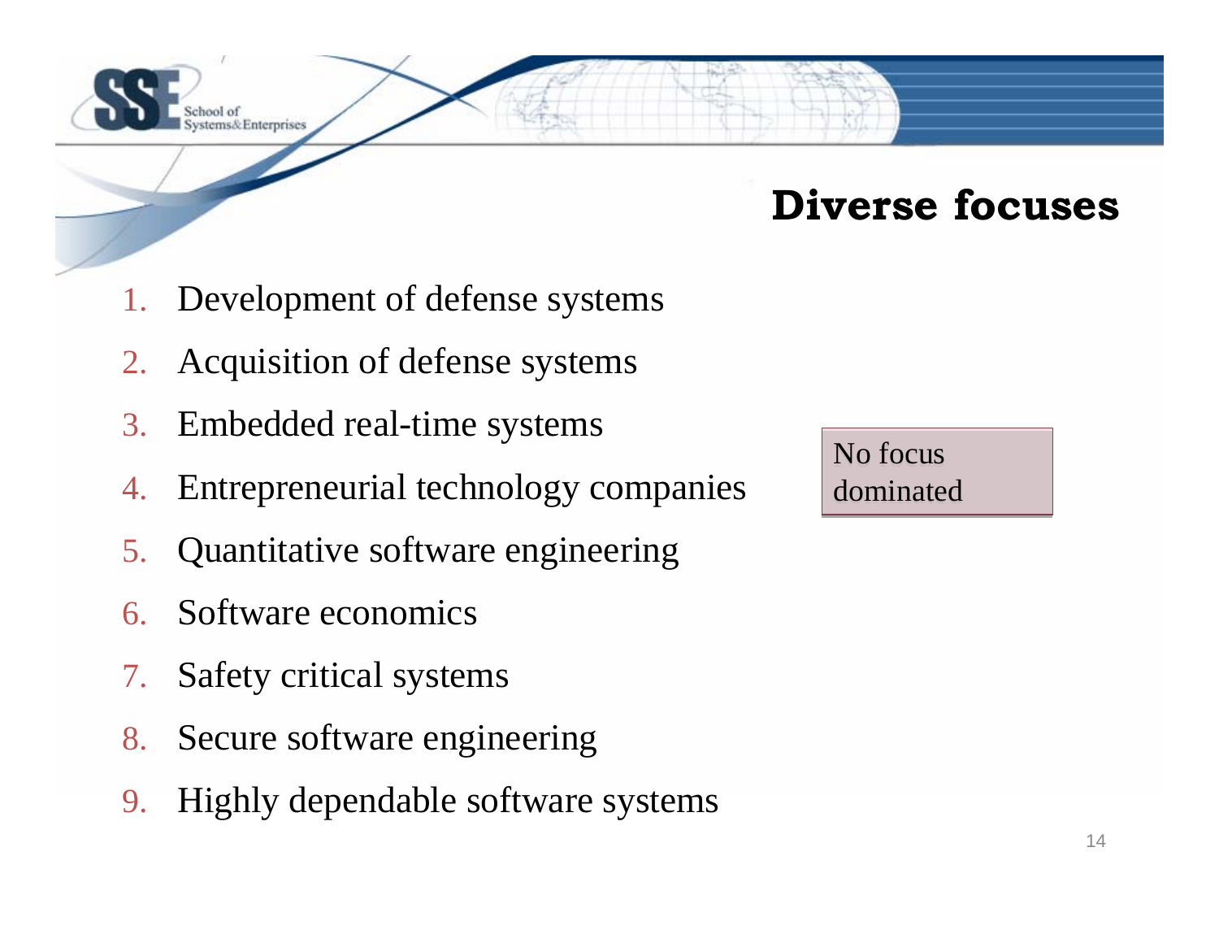## Diverse focuses

1. Development of defense systems
2. Acquisition of defense systems
3. Embedded real-time systems
4. Entrepreneurial technology companies
5. Quantitative software engineering
6. Software economics
7. Safety critical systems
8. Secure software engineering
9. Highly dependable software systems

No focus dominated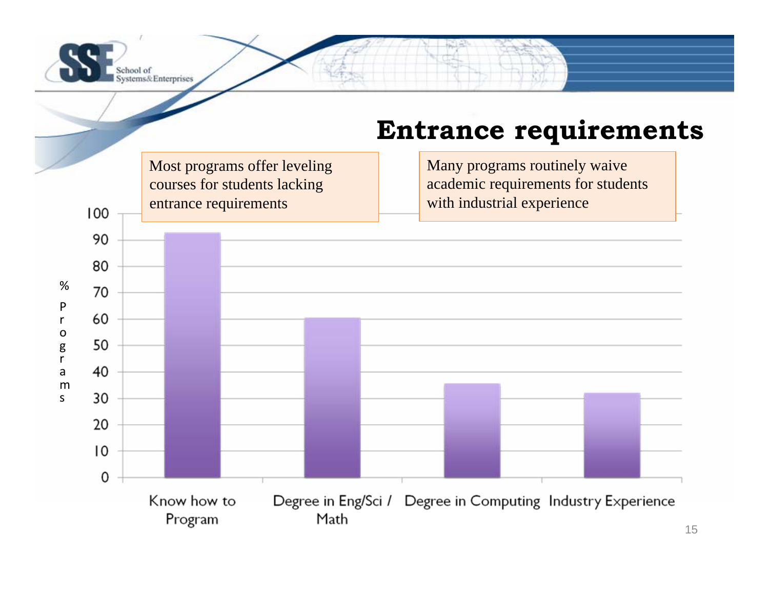# Entrance requirements

Most programs offer leveling courses for students lacking entrance requirements

Many programs routinely waive academic requirements for students with industrial experience

| Requirement | % Programs |
|---|---|
| Know how to Program | ~93 |
| Degree in Eng/Sci / Math | ~60 |
| Degree in Computing | ~35 |
| Industry Experience | ~32 |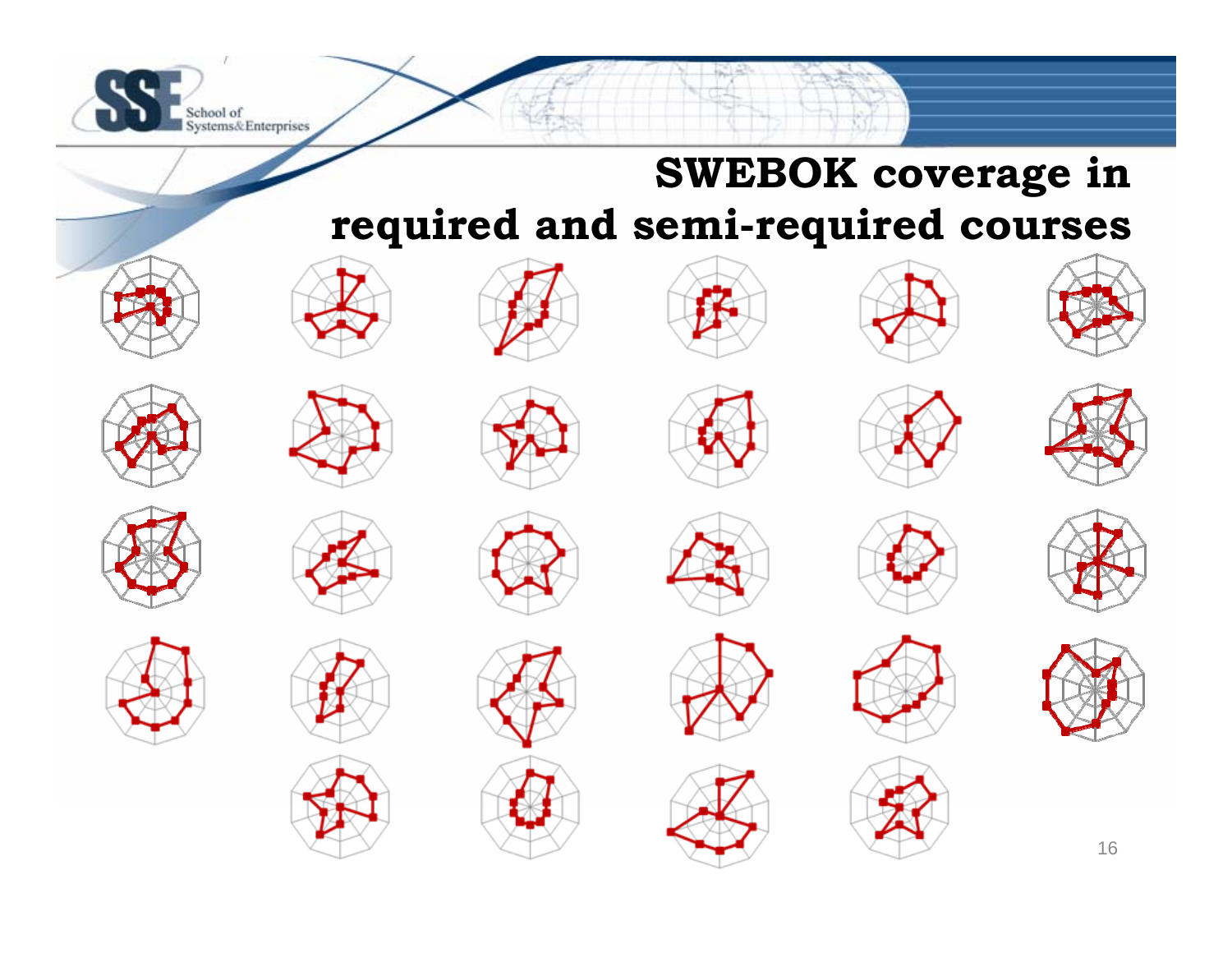# SWEBOK coverage in required and semi-required courses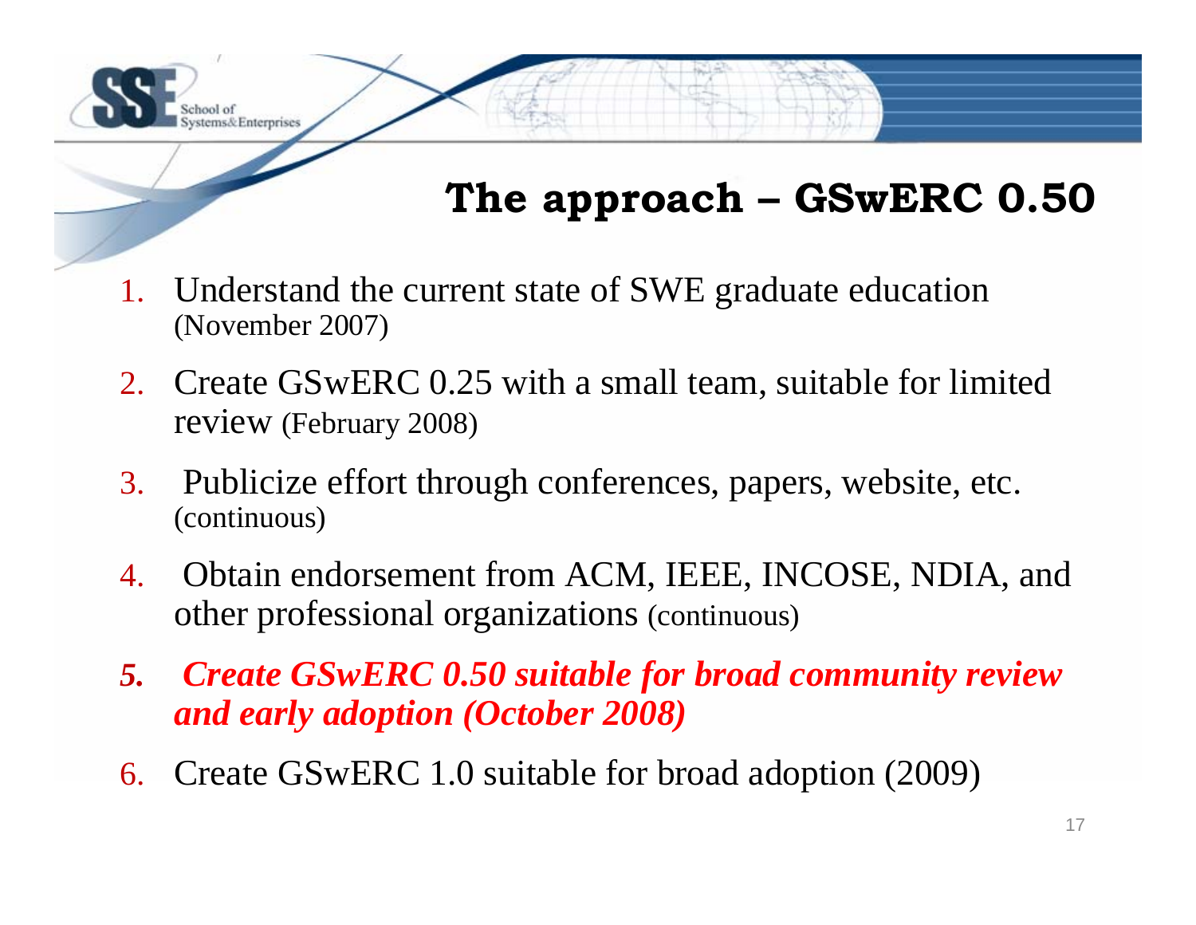# The approach – GSwERC 0.50

1. Understand the current state of SWE graduate education (November 2007)
2. Create GSwERC 0.25 with a small team, suitable for limited review (February 2008)
3. Publicize effort through conferences, papers, website, etc. (continuous)
4. Obtain endorsement from ACM, IEEE, INCOSE, NDIA, and other professional organizations (continuous)
5. ***Create GSwERC 0.50 suitable for broad community review and early adoption (October 2008)***
6. Create GSwERC 1.0 suitable for broad adoption (2009)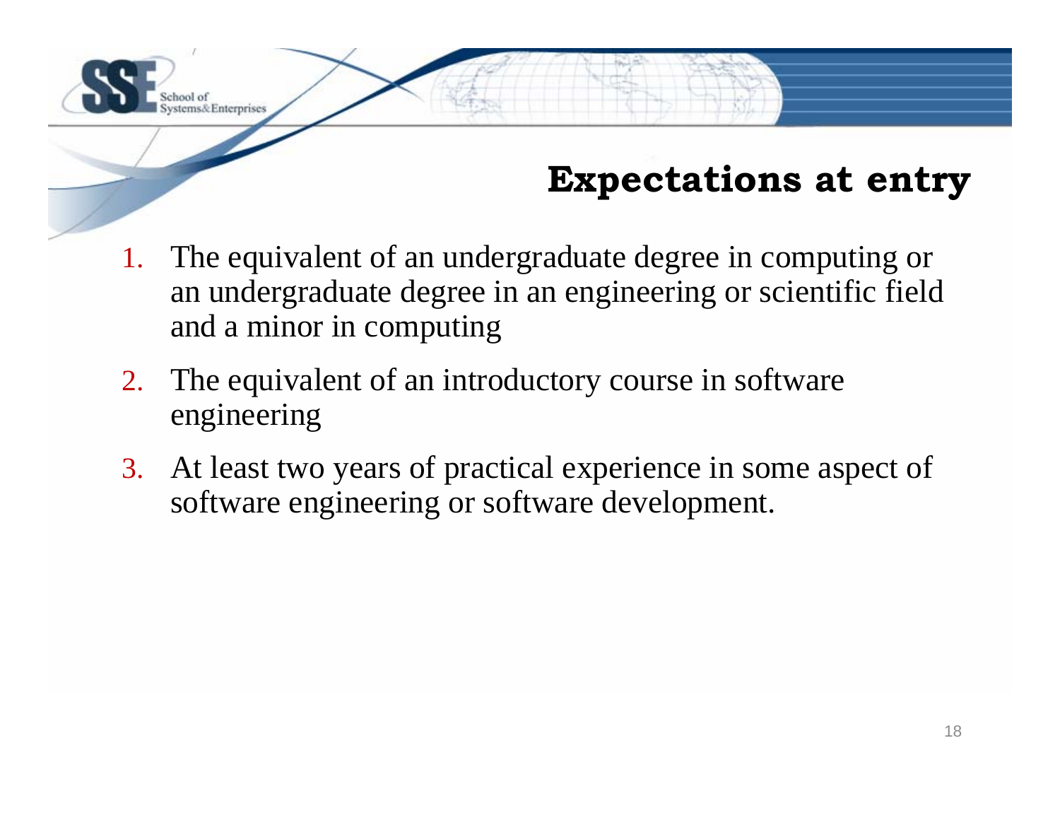## Expectations at entry

1. The equivalent of an undergraduate degree in computing or an undergraduate degree in an engineering or scientific field and a minor in computing
2. The equivalent of an introductory course in software engineering
3. At least two years of practical experience in some aspect of software engineering or software development.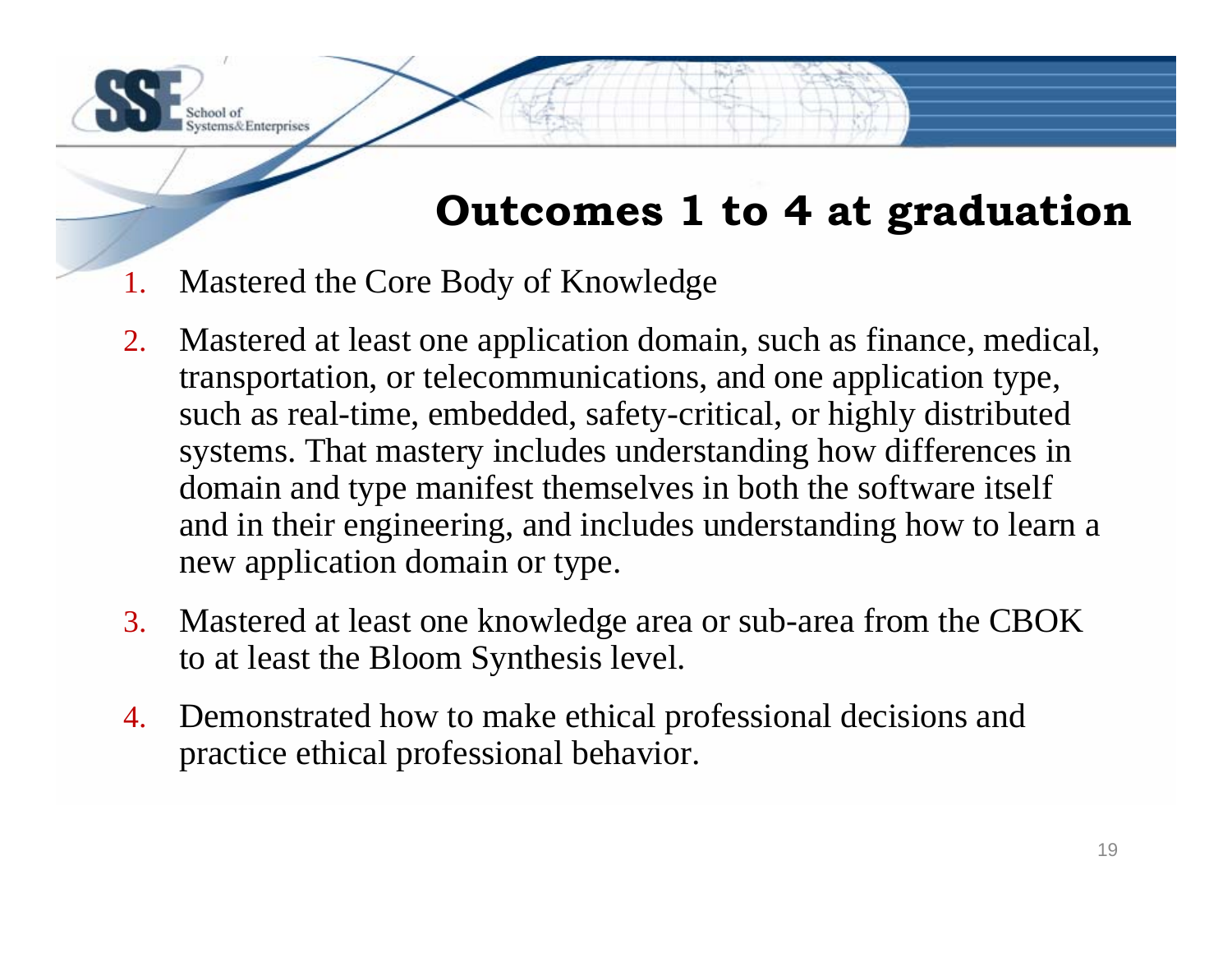# Outcomes 1 to 4 at graduation

1. Mastered the Core Body of Knowledge
2. Mastered at least one application domain, such as finance, medical, transportation, or telecommunications, and one application type, such as real-time, embedded, safety-critical, or highly distributed systems. That mastery includes understanding how differences in domain and type manifest themselves in both the software itself and in their engineering, and includes understanding how to learn a new application domain or type.
3. Mastered at least one knowledge area or sub-area from the CBOK to at least the Bloom Synthesis level.
4. Demonstrated how to make ethical professional decisions and practice ethical professional behavior.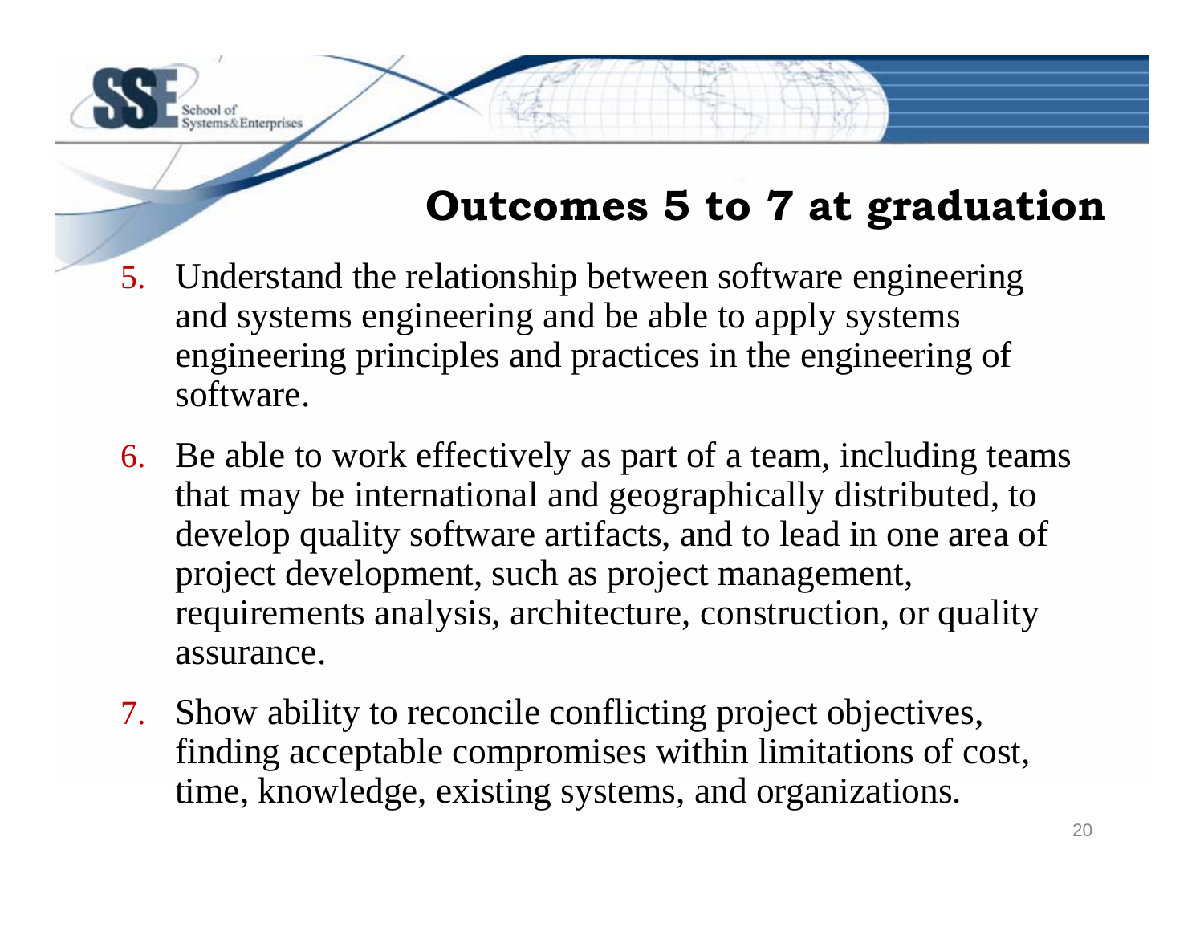## Outcomes 5 to 7 at graduation

5. Understand the relationship between software engineering and systems engineering and be able to apply systems engineering principles and practices in the engineering of software.
6. Be able to work effectively as part of a team, including teams that may be international and geographically distributed, to develop quality software artifacts, and to lead in one area of project development, such as project management, requirements analysis, architecture, construction, or quality assurance.
7. Show ability to reconcile conflicting project objectives, finding acceptable compromises within limitations of cost, time, knowledge, existing systems, and organizations.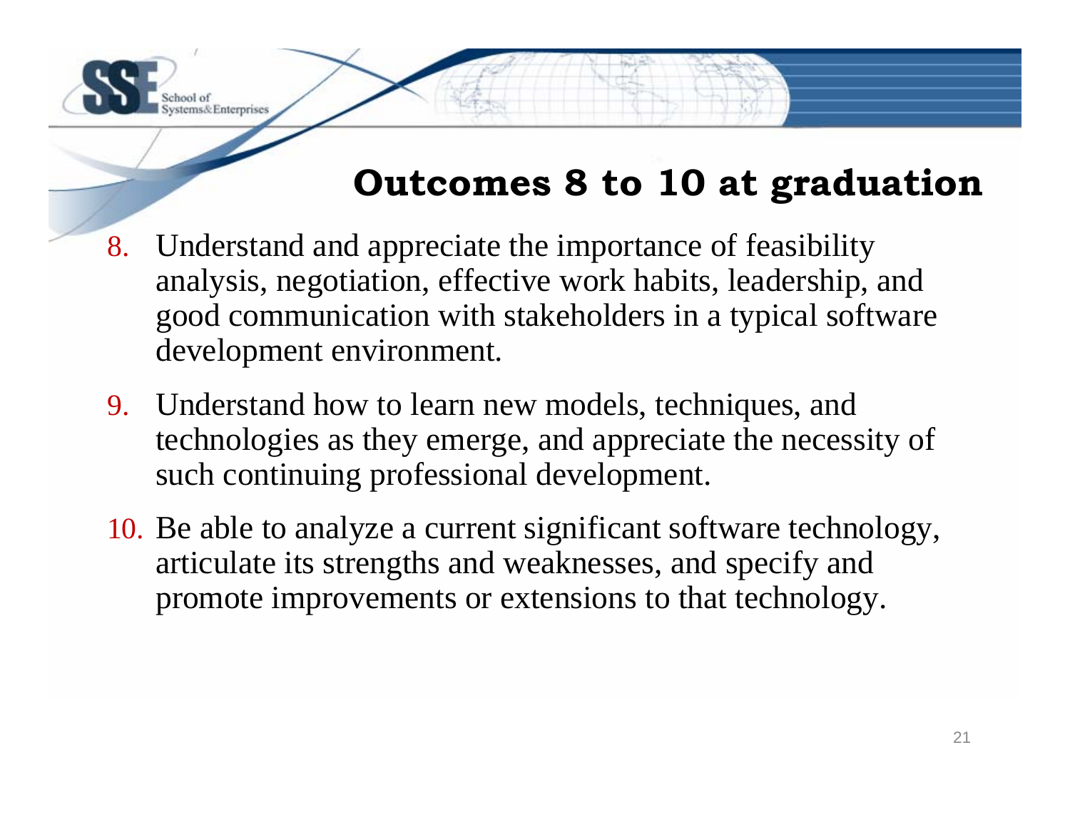## Outcomes 8 to 10 at graduation

8. Understand and appreciate the importance of feasibility analysis, negotiation, effective work habits, leadership, and good communication with stakeholders in a typical software development environment.
9. Understand how to learn new models, techniques, and technologies as they emerge, and appreciate the necessity of such continuing professional development.
10. Be able to analyze a current significant software technology, articulate its strengths and weaknesses, and specify and promote improvements or extensions to that technology.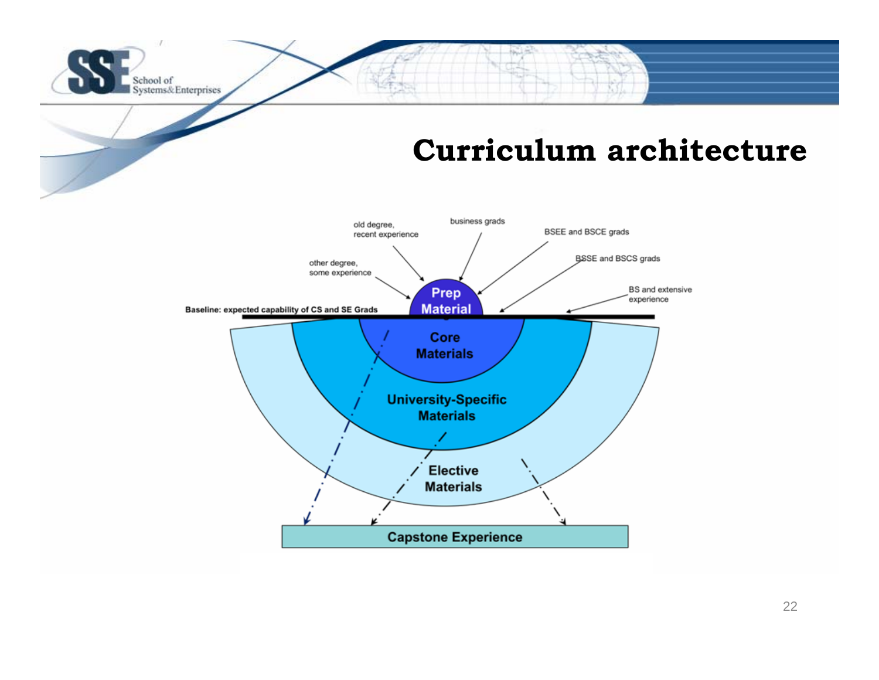# Curriculum architecture

old degree, recent experience

business grads

BSEE and BSCE grads

BSSE and BSCS grads

other degree, some experience

BS and extensive experience

Baseline: expected capability of CS and SE Grads

Prep Material

Core Materials

University-Specific Materials

Elective Materials

Capstone Experience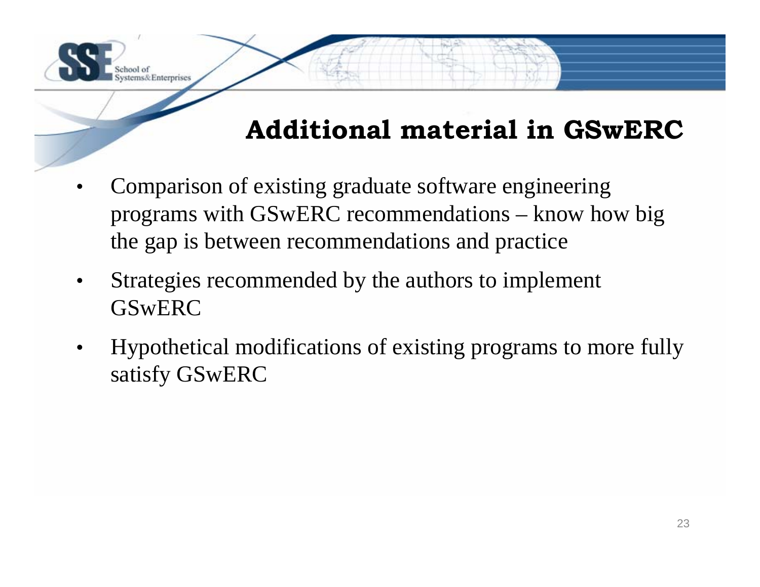# Additional material in GSwERC

- Comparison of existing graduate software engineering programs with GSwERC recommendations – know how big the gap is between recommendations and practice
- Strategies recommended by the authors to implement GSwERC
- Hypothetical modifications of existing programs to more fully satisfy GSwERC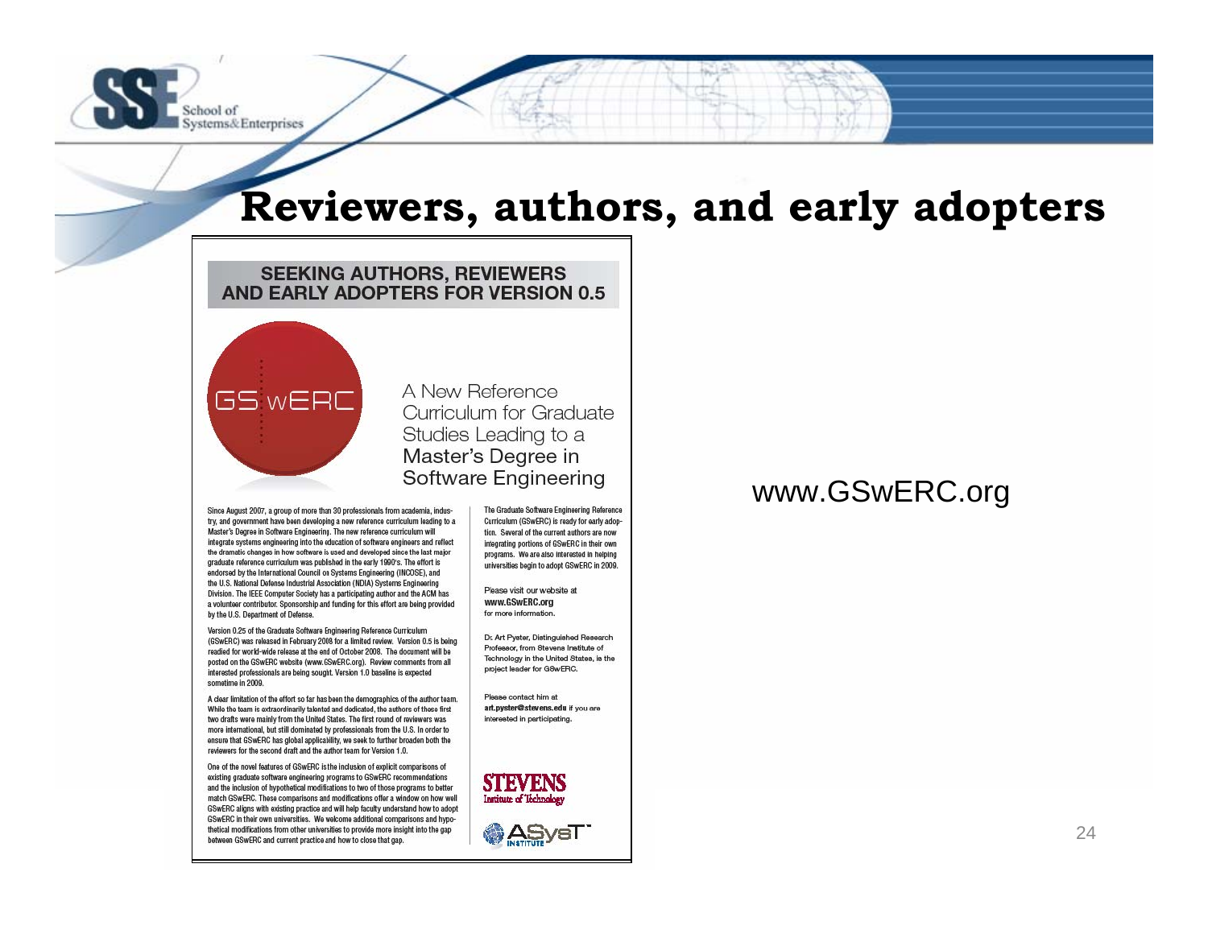# Reviewers, authors, and early adopters

## SEEKING AUTHORS, REVIEWERS AND EARLY ADOPTERS FOR VERSION 0.5

GS wERC

A New Reference Curriculum for Graduate Studies Leading to a Master's Degree in Software Engineering

Since August 2007, a group of more than 30 professionals from academia, industry, and government have been developing a new reference curriculum leading to a Master's Degree in Software Engineering. The new reference curriculum will integrate systems engineering into the education of software engineers and reflect the dramatic changes in how software is used and developed since the last major graduate reference curriculum was published in the early 1990's. The effort is endorsed by the International Council on Systems Engineering (INCOSE), and the U.S. National Defense Industrial Association (NDIA) Systems Engineering Division. The IEEE Computer Society has a participating author and the ACM has a volunteer contributor. Sponsorship and funding for this effort are being provided by the U.S. Department of Defense.

Version 0.25 of the Graduate Software Engineering Reference Curriculum (GSwERC) was released in February 2008 for a limited review. Version 0.5 is being readied for world-wide release at the end of October 2008. The document will be posted on the GSwERC website (www.GSwERC.org). Review comments from all interested professionals are being sought. Version 1.0 baseline is expected sometime in 2009.

A clear limitation of the effort so far has been the demographics of the author team. While the team is extraordinarily talented and dedicated, the authors of those first two drafts were mainly from the United States. The first round of reviewers was more international, but still dominated by professionals from the U.S. In order to ensure that GSwERC has global applicability, we seek to further broaden both the reviewers for the second draft and the author team for Version 1.0.

One of the novel features of GSwERC is the inclusion of explicit comparisons of existing graduate software engineering programs to GSwERC recommendations and the inclusion of hypothetical modifications to two of those programs to better match GSwERC. These comparisons and modifications offer a window on how well GSwERC aligns with existing practice and will help faculty understand how to adopt GSwERC in their own universities. We welcome additional comparisons and hypothetical modifications from other universities to provide more insight into the gap between GSwERC and current practice and how to close that gap.

The Graduate Software Engineering Reference Curriculum (GSwERC) is ready for early adoption. Several of the current authors are now integrating portions of GSwERC in their own programs. We are also interested in helping universities begin to adopt GSwERC in 2009.

Please visit our website at **www.GSwERC.org** for more information.

Dr. Art Pyster, Distinguished Research Professor, from Stevens Institute of Technology in the United States, is the project leader for GSwERC.

Please contact him at **art.pyster@stevens.edu** if you are interested in participating.

STEVENS Institute of Technology

ASysT Institute

www.GSwERC.org